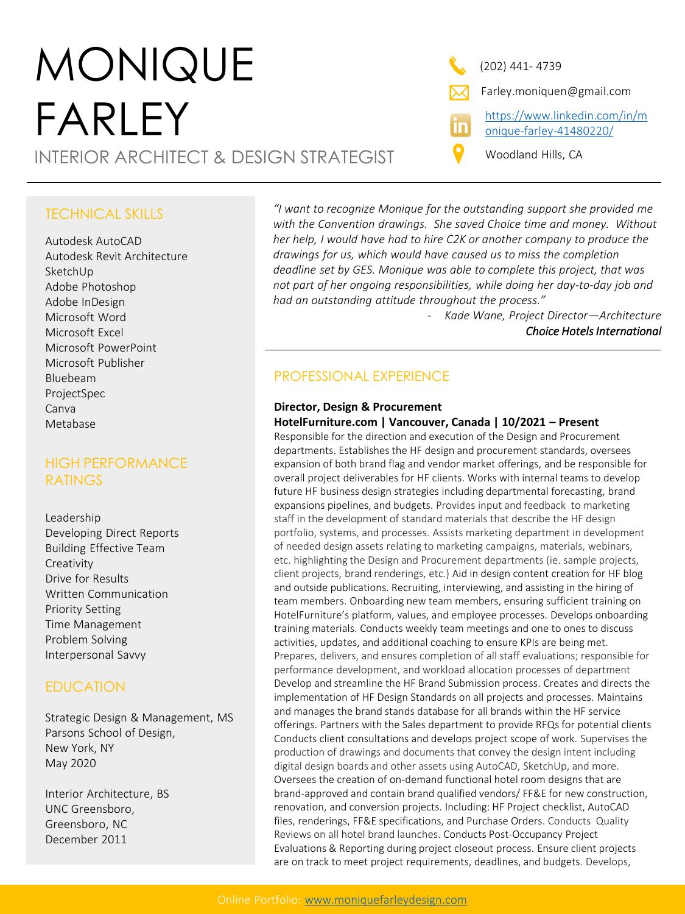# MONIQUE FARLEY

INTERIOR ARCHITECT & DESIGN STRATEGIST

(202) 441- 4739

Farley.moniquen@gmail.com

[https://www.linkedin.com/in/monique-farley-41480220/](https://www.linkedin.com/in/monique-farley-41480220/)

Woodland Hills, CA

## TECHNICAL SKILLS

Autodesk AutoCAD
Autodesk Revit Architecture
SketchUp
Adobe Photoshop
Adobe InDesign
Microsoft Word
Microsoft Excel
Microsoft PowerPoint
Microsoft Publisher
Bluebeam
ProjectSpec
Canva
Metabase

## HIGH PERFORMANCE RATINGS

Leadership
Developing Direct Reports
Building Effective Team
Creativity
Drive for Results
Written Communication
Priority Setting
Time Management
Problem Solving
Interpersonal Savvy

## EDUCATION

Strategic Design & Management, MS
Parsons School of Design,
New York, NY
May 2020

Interior Architecture, BS
UNC Greensboro,
Greensboro, NC
December 2011

*"I want to recognize Monique for the outstanding support she provided me with the Convention drawings. She saved Choice time and money. Without her help, I would have had to hire C2K or another company to produce the drawings for us, which would have caused us to miss the completion deadline set by GES. Monique was able to complete this project, that was not part of her ongoing responsibilities, while doing her day-to-day job and had an outstanding attitude throughout the process."*

- *Kade Wane, Project Director—Architecture*
  *Choice Hotels International*

## PROFESSIONAL EXPERIENCE

**Director, Design & Procurement**
**HotelFurniture.com | Vancouver, Canada | 10/2021 – Present**

Responsible for the direction and execution of the Design and Procurement departments. Establishes the HF design and procurement standards, oversees expansion of both brand flag and vendor market offerings, and be responsible for overall project deliverables for HF clients. Works with internal teams to develop future HF business design strategies including departmental forecasting, brand expansions pipelines, and budgets. Provides input and feedback to marketing staff in the development of standard materials that describe the HF design portfolio, systems, and processes. Assists marketing department in development of needed design assets relating to marketing campaigns, materials, webinars, etc. highlighting the Design and Procurement departments (ie. sample projects, client projects, brand renderings, etc.) Aid in design content creation for HF blog and outside publications. Recruiting, interviewing, and assisting in the hiring of team members. Onboarding new team members, ensuring sufficient training on HotelFurniture's platform, values, and employee processes. Develops onboarding training materials. Conducts weekly team meetings and one to ones to discuss activities, updates, and additional coaching to ensure KPIs are being met. Prepares, delivers, and ensures completion of all staff evaluations; responsible for performance development, and workload allocation processes of department Develop and streamline the HF Brand Submission process. Creates and directs the implementation of HF Design Standards on all projects and processes. Maintains and manages the brand stands database for all brands within the HF service offerings. Partners with the Sales department to provide RFQs for potential clients Conducts client consultations and develops project scope of work. Supervises the production of drawings and documents that convey the design intent including digital design boards and other assets using AutoCAD, SketchUp, and more. Oversees the creation of on-demand functional hotel room designs that are brand-approved and contain brand qualified vendors/ FF&E for new construction, renovation, and conversion projects. Including: HF Project checklist, AutoCAD files, renderings, FF&E specifications, and Purchase Orders. Conducts Quality Reviews on all hotel brand launches. Conducts Post-Occupancy Project Evaluations & Reporting during project closeout process. Ensure client projects are on track to meet project requirements, deadlines, and budgets. Develops,

Online Portfolio: [www.moniquefarleydesign.com](www.moniquefarleydesign.com)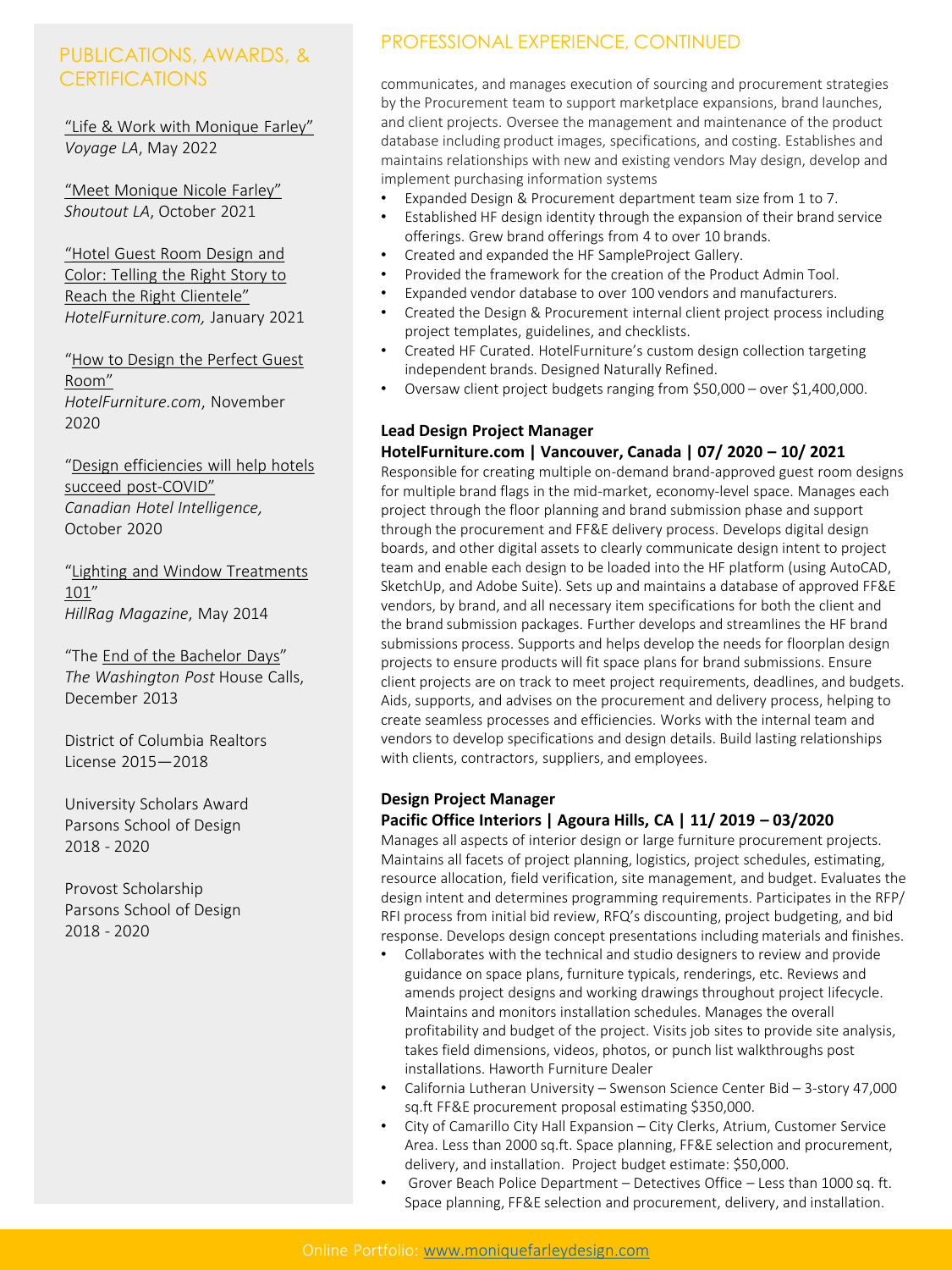## PUBLICATIONS, AWARDS, & CERTIFICATIONS

"Life & Work with Monique Farley"
*Voyage LA*, May 2022

"Meet Monique Nicole Farley"
*Shoutout LA*, October 2021

"Hotel Guest Room Design and Color: Telling the Right Story to Reach the Right Clientele"
*HotelFurniture.com,* January 2021

"How to Design the Perfect Guest Room"
*HotelFurniture.com*, November 2020

"Design efficiencies will help hotels succeed post-COVID"
*Canadian Hotel Intelligence,* October 2020

"Lighting and Window Treatments 101"
*HillRag Magazine*, May 2014

"The End of the Bachelor Days"
*The Washington Post* House Calls, December 2013

District of Columbia Realtors License 2015—2018

University Scholars Award
Parsons School of Design
2018 - 2020

Provost Scholarship
Parsons School of Design
2018 - 2020

## PROFESSIONAL EXPERIENCE, CONTINUED

communicates, and manages execution of sourcing and procurement strategies by the Procurement team to support marketplace expansions, brand launches, and client projects. Oversee the management and maintenance of the product database including product images, specifications, and costing. Establishes and maintains relationships with new and existing vendors May design, develop and implement purchasing information systems

- Expanded Design & Procurement department team size from 1 to 7.
- Established HF design identity through the expansion of their brand service offerings. Grew brand offerings from 4 to over 10 brands.
- Created and expanded the HF SampleProject Gallery.
- Provided the framework for the creation of the Product Admin Tool.
- Expanded vendor database to over 100 vendors and manufacturers.
- Created the Design & Procurement internal client project process including project templates, guidelines, and checklists.
- Created HF Curated. HotelFurniture's custom design collection targeting independent brands. Designed Naturally Refined.
- Oversaw client project budgets ranging from $50,000 – over $1,400,000.

**Lead Design Project Manager**
**HotelFurniture.com | Vancouver, Canada | 07/ 2020 – 10/ 2021**

Responsible for creating multiple on-demand brand-approved guest room designs for multiple brand flags in the mid-market, economy-level space. Manages each project through the floor planning and brand submission phase and support through the procurement and FF&E delivery process. Develops digital design boards, and other digital assets to clearly communicate design intent to project team and enable each design to be loaded into the HF platform (using AutoCAD, SketchUp, and Adobe Suite). Sets up and maintains a database of approved FF&E vendors, by brand, and all necessary item specifications for both the client and the brand submission packages. Further develops and streamlines the HF brand submissions process. Supports and helps develop the needs for floorplan design projects to ensure products will fit space plans for brand submissions. Ensure client projects are on track to meet project requirements, deadlines, and budgets. Aids, supports, and advises on the procurement and delivery process, helping to create seamless processes and efficiencies. Works with the internal team and vendors to develop specifications and design details. Build lasting relationships with clients, contractors, suppliers, and employees.

**Design Project Manager**
**Pacific Office Interiors | Agoura Hills, CA | 11/ 2019 – 03/2020**

Manages all aspects of interior design or large furniture procurement projects. Maintains all facets of project planning, logistics, project schedules, estimating, resource allocation, field verification, site management, and budget. Evaluates the design intent and determines programming requirements. Participates in the RFP/ RFI process from initial bid review, RFQ's discounting, project budgeting, and bid response. Develops design concept presentations including materials and finishes.

- Collaborates with the technical and studio designers to review and provide guidance on space plans, furniture typicals, renderings, etc. Reviews and amends project designs and working drawings throughout project lifecycle. Maintains and monitors installation schedules. Manages the overall profitability and budget of the project. Visits job sites to provide site analysis, takes field dimensions, videos, photos, or punch list walkthroughs post installations. Haworth Furniture Dealer
- California Lutheran University – Swenson Science Center Bid – 3-story 47,000 sq.ft FF&E procurement proposal estimating $350,000.
- City of Camarillo City Hall Expansion – City Clerks, Atrium, Customer Service Area. Less than 2000 sq.ft. Space planning, FF&E selection and procurement, delivery, and installation. Project budget estimate: $50,000.
- Grover Beach Police Department – Detectives Office – Less than 1000 sq. ft. Space planning, FF&E selection and procurement, delivery, and installation.

Online Portfolio: www.moniquefarleydesign.com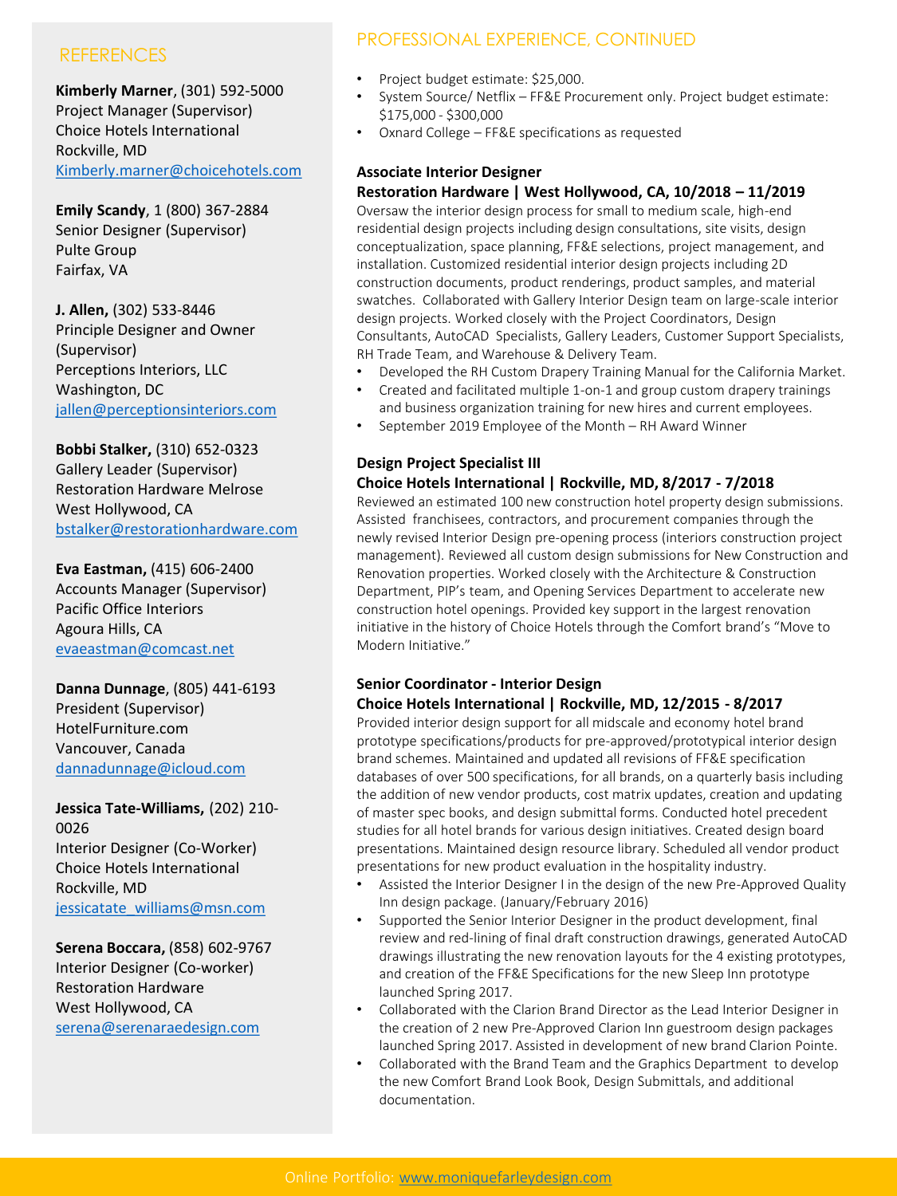## REFERENCES

**Kimberly Marner**, (301) 592-5000
Project Manager (Supervisor)
Choice Hotels International
Rockville, MD
Kimberly.marner@choicehotels.com

**Emily Scandy**, 1 (800) 367-2884
Senior Designer (Supervisor)
Pulte Group
Fairfax, VA

**J. Allen,** (302) 533-8446
Principle Designer and Owner (Supervisor)
Perceptions Interiors, LLC
Washington, DC
jallen@perceptionsinteriors.com

**Bobbi Stalker,** (310) 652-0323
Gallery Leader (Supervisor)
Restoration Hardware Melrose
West Hollywood, CA
bstalker@restorationhardware.com

**Eva Eastman,** (415) 606-2400
Accounts Manager (Supervisor)
Pacific Office Interiors
Agoura Hills, CA
evaeastman@comcast.net

**Danna Dunnage**, (805) 441-6193
President (Supervisor)
HotelFurniture.com
Vancouver, Canada
dannadunnage@icloud.com

**Jessica Tate-Williams,** (202) 210-0026
Interior Designer (Co-Worker)
Choice Hotels International
Rockville, MD
jessicatate_williams@msn.com

**Serena Boccara,** (858) 602-9767
Interior Designer (Co-worker)
Restoration Hardware
West Hollywood, CA
serena@serenaraedesign.com

## PROFESSIONAL EXPERIENCE, CONTINUED

- Project budget estimate: $25,000.
- System Source/ Netflix – FF&E Procurement only. Project budget estimate: $175,000 - $300,000
- Oxnard College – FF&E specifications as requested

**Associate Interior Designer**
**Restoration Hardware | West Hollywood, CA, 10/2018 – 11/2019**

Oversaw the interior design process for small to medium scale, high-end residential design projects including design consultations, site visits, design conceptualization, space planning, FF&E selections, project management, and installation. Customized residential interior design projects including 2D construction documents, product renderings, product samples, and material swatches. Collaborated with Gallery Interior Design team on large-scale interior design projects. Worked closely with the Project Coordinators, Design Consultants, AutoCAD Specialists, Gallery Leaders, Customer Support Specialists, RH Trade Team, and Warehouse & Delivery Team.

- Developed the RH Custom Drapery Training Manual for the California Market.
- Created and facilitated multiple 1-on-1 and group custom drapery trainings and business organization training for new hires and current employees.
- September 2019 Employee of the Month – RH Award Winner

**Design Project Specialist III**
**Choice Hotels International | Rockville, MD, 8/2017 - 7/2018**

Reviewed an estimated 100 new construction hotel property design submissions. Assisted franchisees, contractors, and procurement companies through the newly revised Interior Design pre-opening process (interiors construction project management). Reviewed all custom design submissions for New Construction and Renovation properties. Worked closely with the Architecture & Construction Department, PIP's team, and Opening Services Department to accelerate new construction hotel openings. Provided key support in the largest renovation initiative in the history of Choice Hotels through the Comfort brand's "Move to Modern Initiative."

**Senior Coordinator - Interior Design**
**Choice Hotels International | Rockville, MD, 12/2015 - 8/2017**

Provided interior design support for all midscale and economy hotel brand prototype specifications/products for pre-approved/prototypical interior design brand schemes. Maintained and updated all revisions of FF&E specification databases of over 500 specifications, for all brands, on a quarterly basis including the addition of new vendor products, cost matrix updates, creation and updating of master spec books, and design submittal forms. Conducted hotel precedent studies for all hotel brands for various design initiatives. Created design board presentations. Maintained design resource library. Scheduled all vendor product presentations for new product evaluation in the hospitality industry.

- Assisted the Interior Designer I in the design of the new Pre-Approved Quality Inn design package. (January/February 2016)
- Supported the Senior Interior Designer in the product development, final review and red-lining of final draft construction drawings, generated AutoCAD drawings illustrating the new renovation layouts for the 4 existing prototypes, and creation of the FF&E Specifications for the new Sleep Inn prototype launched Spring 2017.
- Collaborated with the Clarion Brand Director as the Lead Interior Designer in the creation of 2 new Pre-Approved Clarion Inn guestroom design packages launched Spring 2017. Assisted in development of new brand Clarion Pointe.
- Collaborated with the Brand Team and the Graphics Department to develop the new Comfort Brand Look Book, Design Submittals, and additional documentation.

Online Portfolio: www.moniquefarleydesign.com